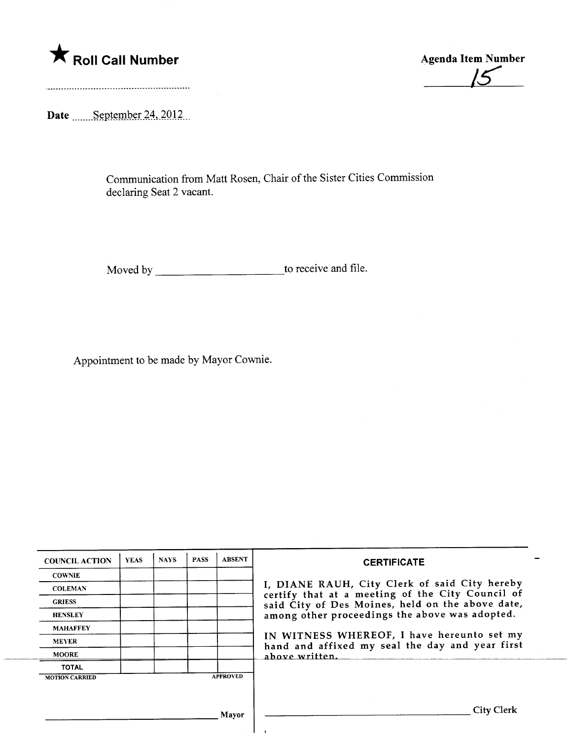★ **Roll Call Number**

..........................................................

**Agenda Item Number**

15

**Date** September 24, 2012

Communication from Matt Rosen, Chair of the Sister Cities Commission declaring Seat 2 vacant.

Moved by ______________________ to receive and file.

Appointment to be made by Mayor Cownie.

| COUNCIL ACTION | YEAS | NAYS | PASS | ABSENT |
| --- | --- | --- | --- | --- |
| COWNIE | | | | |
| COLEMAN | | | | |
| GRIESS | | | | |
| HENSLEY | | | | |
| MAHAFFEY | | | | |
| MEYER | | | | |
| MOORE | | | | |
| TOTAL | | | | |

MOTION CARRIED APPROVED

______________________________ Mayor

**CERTIFICATE**

I, DIANE RAUH, City Clerk of said City hereby certify that at a meeting of the City Council of said City of Des Moines, held on the above date, among other proceedings the above was adopted.

IN WITNESS WHEREOF, I have hereunto set my hand and affixed my seal the day and year first above written.

______________________________ City Clerk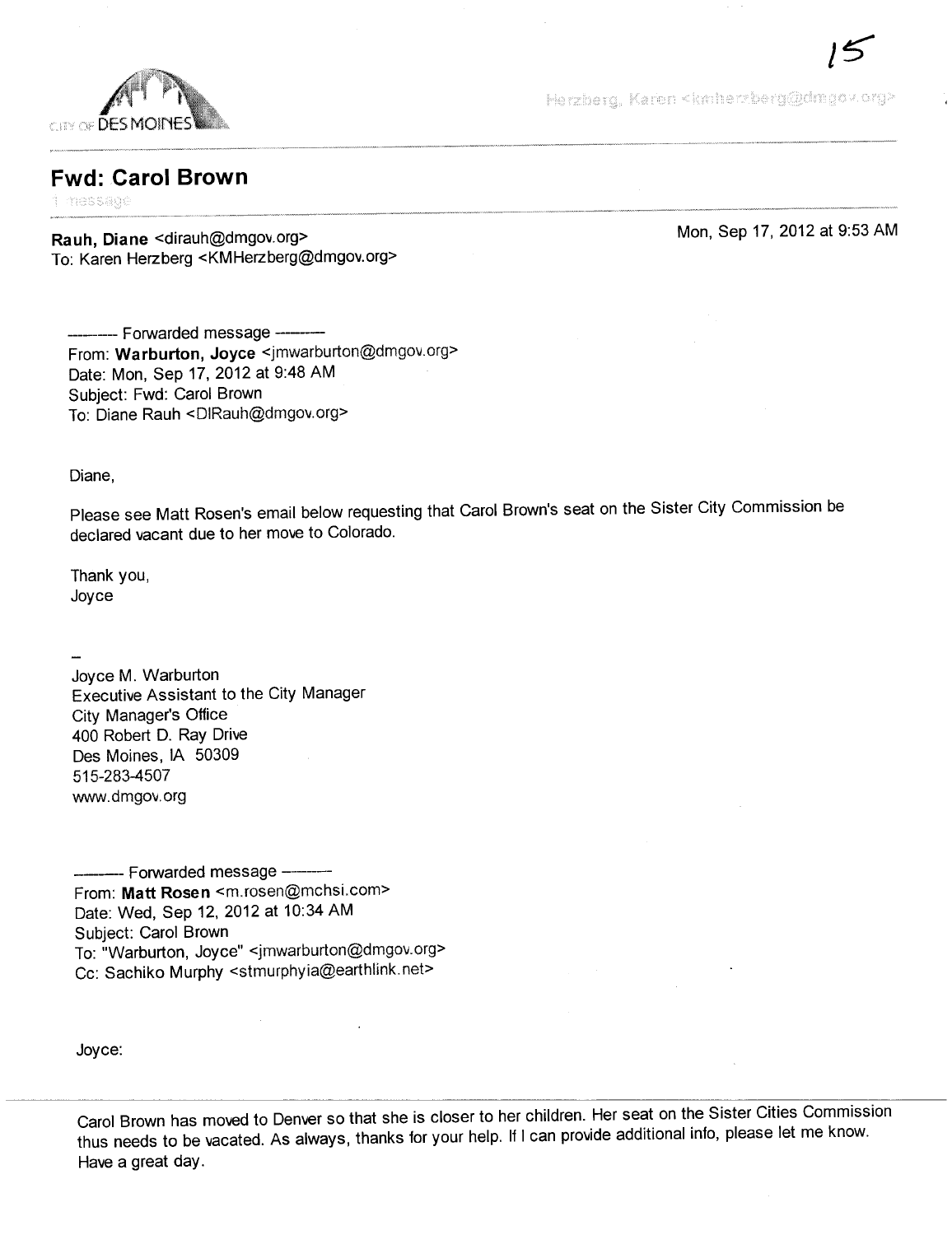CITY OF DES MOINES

Herzberg, Karen <kmherzberg@dmgov.org>

# Fwd: Carol Brown

1 message

**Rauh, Diane** <dirauh@dmgov.org>
To: Karen Herzberg <KMHerzberg@dmgov.org>

Mon, Sep 17, 2012 at 9:53 AM

---------- Forwarded message ----------
From: **Warburton, Joyce** <jmwarburton@dmgov.org>
Date: Mon, Sep 17, 2012 at 9:48 AM
Subject: Fwd: Carol Brown
To: Diane Rauh <DIRauh@dmgov.org>

Diane,

Please see Matt Rosen's email below requesting that Carol Brown's seat on the Sister City Commission be declared vacant due to her move to Colorado.

Thank you,
Joyce

--
Joyce M. Warburton
Executive Assistant to the City Manager
City Manager's Office
400 Robert D. Ray Drive
Des Moines, IA 50309
515-283-4507
www.dmgov.org

---------- Forwarded message ----------
From: **Matt Rosen** <m.rosen@mchsi.com>
Date: Wed, Sep 12, 2012 at 10:34 AM
Subject: Carol Brown
To: "Warburton, Joyce" <jmwarburton@dmgov.org>
Cc: Sachiko Murphy <stmurphyia@earthlink.net>

Joyce:

Carol Brown has moved to Denver so that she is closer to her children. Her seat on the Sister Cities Commission thus needs to be vacated. As always, thanks for your help. If I can provide additional info, please let me know. Have a great day.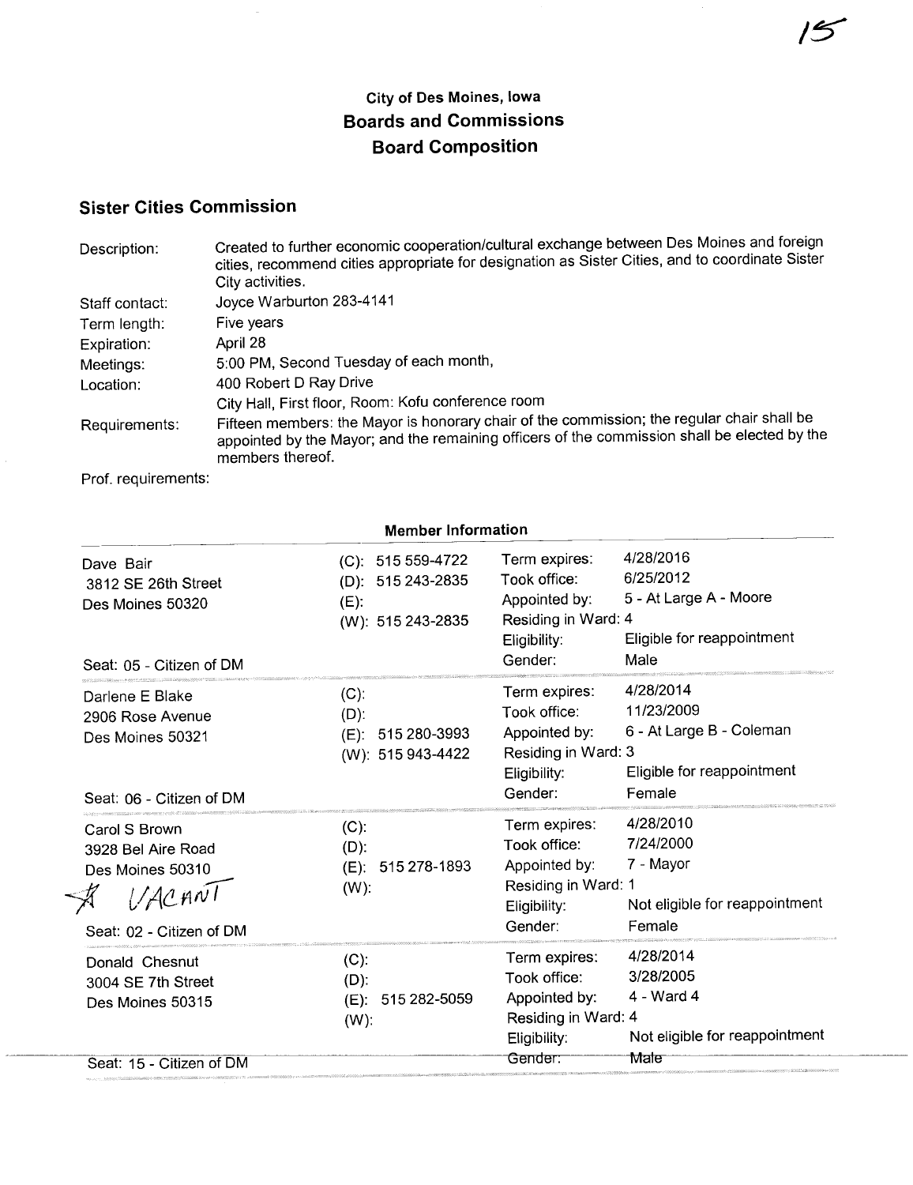15

## City of Des Moines, Iowa
## Boards and Commissions
## Board Composition

### Sister Cities Commission

| | |
|---|---|
| Description: | Created to further economic cooperation/cultural exchange between Des Moines and foreign cities, recommend cities appropriate for designation as Sister Cities, and to coordinate Sister City activities. |
| Staff contact: | Joyce Warburton 283-4141 |
| Term length: | Five years |
| Expiration: | April 28 |
| Meetings: | 5:00 PM, Second Tuesday of each month, |
| Location: | 400 Robert D Ray Drive<br>City Hall, First floor, Room: Kofu conference room |
| Requirements: | Fifteen members: the Mayor is honorary chair of the commission; the regular chair shall be appointed by the Mayor; and the remaining officers of the commission shall be elected by the members thereof. |
| Prof. requirements: | |

**Member Information**

| Member | Phone | Details | |
|---|---|---|---|
| Dave Bair<br>3812 SE 26th Street<br>Des Moines 50320<br><br>Seat: 05 - Citizen of DM | (C): 515 559-4722<br>(D): 515 243-2835<br>(E):<br>(W): 515 243-2835 | Term expires:<br>Took office:<br>Appointed by:<br>Residing in Ward: 4<br>Eligibility:<br>Gender: | 4/28/2016<br>6/25/2012<br>5 - At Large A - Moore<br><br>Eligible for reappointment<br>Male |
| Darlene E Blake<br>2906 Rose Avenue<br>Des Moines 50321<br><br>Seat: 06 - Citizen of DM | (C):<br>(D):<br>(E): 515 280-3993<br>(W): 515 943-4422 | Term expires:<br>Took office:<br>Appointed by:<br>Residing in Ward: 3<br>Eligibility:<br>Gender: | 4/28/2014<br>11/23/2009<br>6 - At Large B - Coleman<br><br>Eligible for reappointment<br>Female |
| Carol S Brown<br>3928 Bel Aire Road<br>Des Moines 50310<br>VACANT<br>Seat: 02 - Citizen of DM | (C):<br>(D):<br>(E): 515 278-1893<br>(W): | Term expires:<br>Took office:<br>Appointed by:<br>Residing in Ward: 1<br>Eligibility:<br>Gender: | 4/28/2010<br>7/24/2000<br>7 - Mayor<br><br>Not eligible for reappointment<br>Female |
| Donald Chesnut<br>3004 SE 7th Street<br>Des Moines 50315<br><br>Seat: 15 - Citizen of DM | (C):<br>(D):<br>(E): 515 282-5059<br>(W): | Term expires:<br>Took office:<br>Appointed by:<br>Residing in Ward: 4<br>Eligibility:<br>Gender: | 4/28/2014<br>3/28/2005<br>4 - Ward 4<br><br>Not eligible for reappointment<br>Male |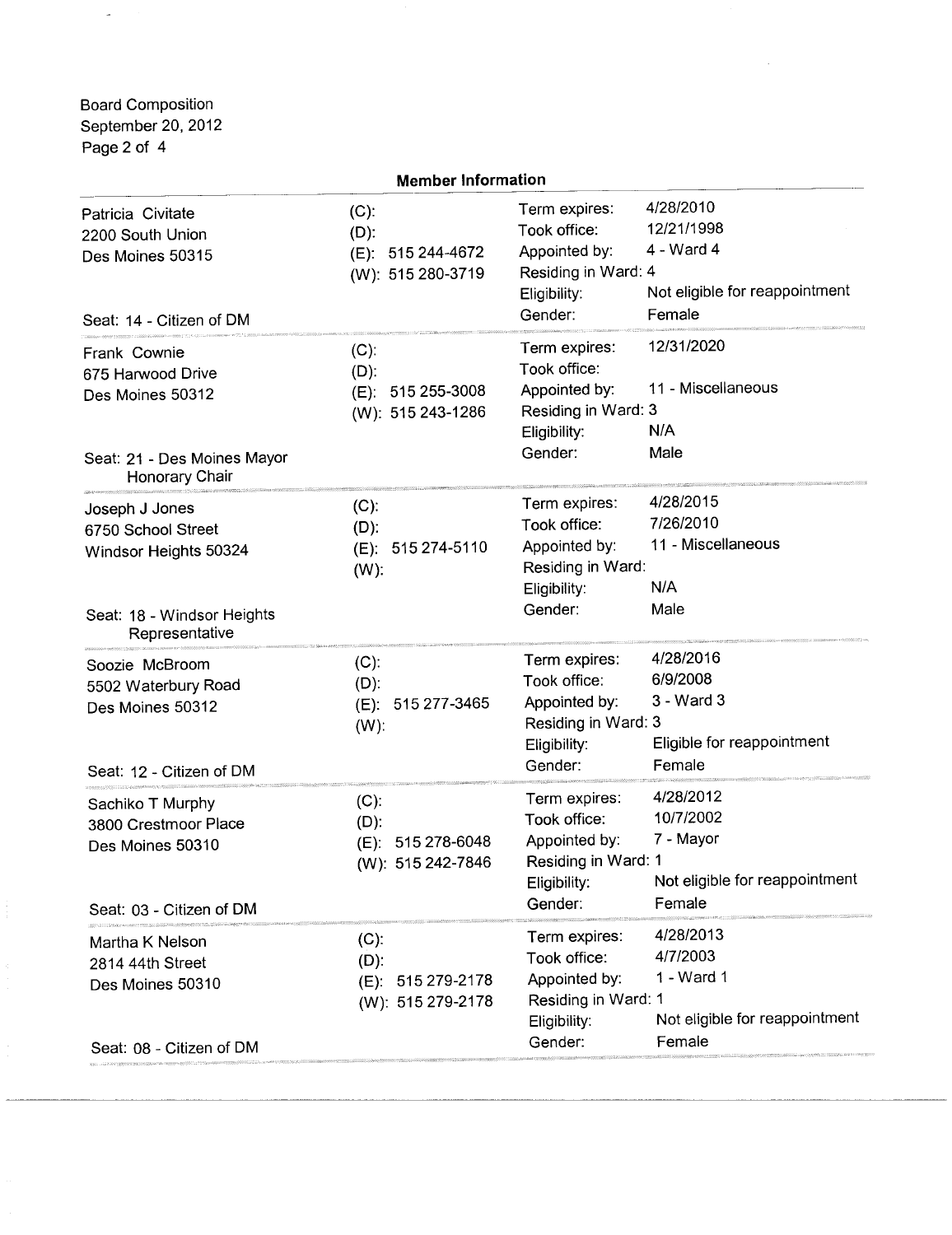## Member Information

Patricia Civitate
2200 South Union
Des Moines 50315

Seat: 14 - Citizen of DM

(C):
(D):
(E): 515 244-4672
(W): 515 280-3719

Term expires: 4/28/2010
Took office: 12/21/1998
Appointed by: 4 - Ward 4
Residing in Ward: 4
Eligibility: Not eligible for reappointment
Gender: Female

---

Frank Cownie
675 Harwood Drive
Des Moines 50312

Seat: 21 - Des Moines Mayor Honorary Chair

(C):
(D):
(E): 515 255-3008
(W): 515 243-1286

Term expires: 12/31/2020
Took office:
Appointed by: 11 - Miscellaneous
Residing in Ward: 3
Eligibility: N/A
Gender: Male

---

Joseph J Jones
6750 School Street
Windsor Heights 50324

Seat: 18 - Windsor Heights Representative

(C):
(D):
(E): 515 274-5110
(W):

Term expires: 4/28/2015
Took office: 7/26/2010
Appointed by: 11 - Miscellaneous
Residing in Ward:
Eligibility: N/A
Gender: Male

---

Soozie McBroom
5502 Waterbury Road
Des Moines 50312

Seat: 12 - Citizen of DM

(C):
(D):
(E): 515 277-3465
(W):

Term expires: 4/28/2016
Took office: 6/9/2008
Appointed by: 3 - Ward 3
Residing in Ward: 3
Eligibility: Eligible for reappointment
Gender: Female

---

Sachiko T Murphy
3800 Crestmoor Place
Des Moines 50310

Seat: 03 - Citizen of DM

(C):
(D):
(E): 515 278-6048
(W): 515 242-7846

Term expires: 4/28/2012
Took office: 10/7/2002
Appointed by: 7 - Mayor
Residing in Ward: 1
Eligibility: Not eligible for reappointment
Gender: Female

---

Martha K Nelson
2814 44th Street
Des Moines 50310

Seat: 08 - Citizen of DM

(C):
(D):
(E): 515 279-2178
(W): 515 279-2178

Term expires: 4/28/2013
Took office: 4/7/2003
Appointed by: 1 - Ward 1
Residing in Ward: 1
Eligibility: Not eligible for reappointment
Gender: Female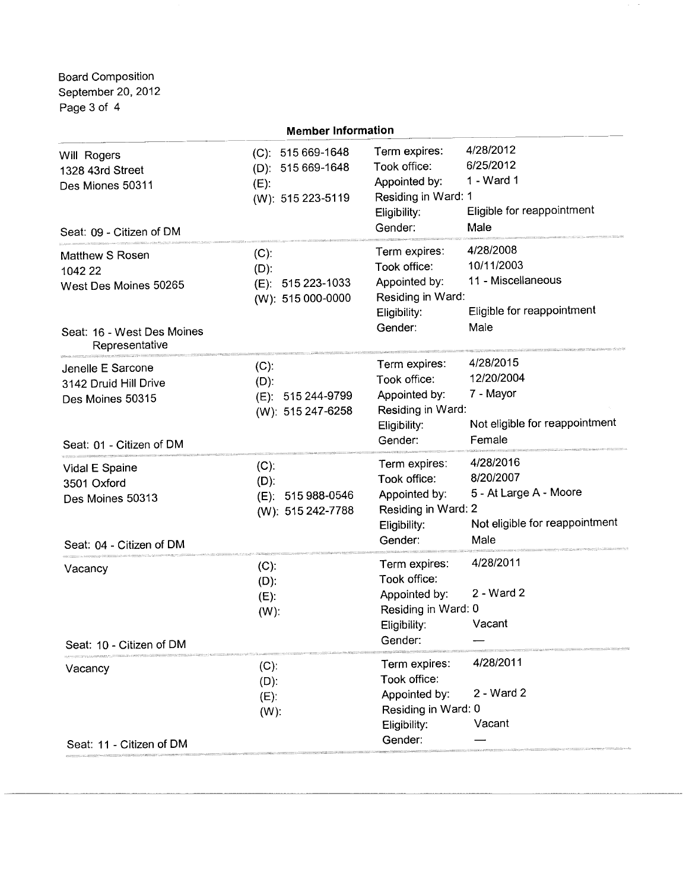Board Composition
September 20, 2012

## Member Information

Will Rogers
1328 43rd Street
Des Miones 50311

(C): 515 669-1648
(D): 515 669-1648
(E):
(W): 515 223-5119

Term expires: 4/28/2012
Took office: 6/25/2012
Appointed by: 1 - Ward 1
Residing in Ward: 1
Eligibility: Eligible for reappointment
Gender: Male

Seat: 09 - Citizen of DM

---

Matthew S Rosen
1042 22
West Des Moines 50265

(C):
(D):
(E): 515 223-1033
(W): 515 000-0000

Term expires: 4/28/2008
Took office: 10/11/2003
Appointed by: 11 - Miscellaneous
Residing in Ward:
Eligibility: Eligible for reappointment
Gender: Male

Seat: 16 - West Des Moines Representative

---

Jenelle E Sarcone
3142 Druid Hill Drive
Des Moines 50315

(C):
(D):
(E): 515 244-9799
(W): 515 247-6258

Term expires: 4/28/2015
Took office: 12/20/2004
Appointed by: 7 - Mayor
Residing in Ward:
Eligibility: Not eligible for reappointment
Gender: Female

Seat: 01 - Citizen of DM

---

Vidal E Spaine
3501 Oxford
Des Moines 50313

(C):
(D):
(E): 515 988-0546
(W): 515 242-7788

Term expires: 4/28/2016
Took office: 8/20/2007
Appointed by: 5 - At Large A - Moore
Residing in Ward: 2
Eligibility: Not eligible for reappointment
Gender: Male

Seat: 04 - Citizen of DM

---

Vacancy

(C):
(D):
(E):
(W):

Term expires: 4/28/2011
Took office:
Appointed by: 2 - Ward 2
Residing in Ward: 0
Eligibility: Vacant
Gender: —

Seat: 10 - Citizen of DM

---

Vacancy

(C):
(D):
(E):
(W):

Term expires: 4/28/2011
Took office:
Appointed by: 2 - Ward 2
Residing in Ward: 0
Eligibility: Vacant
Gender: —

Seat: 11 - Citizen of DM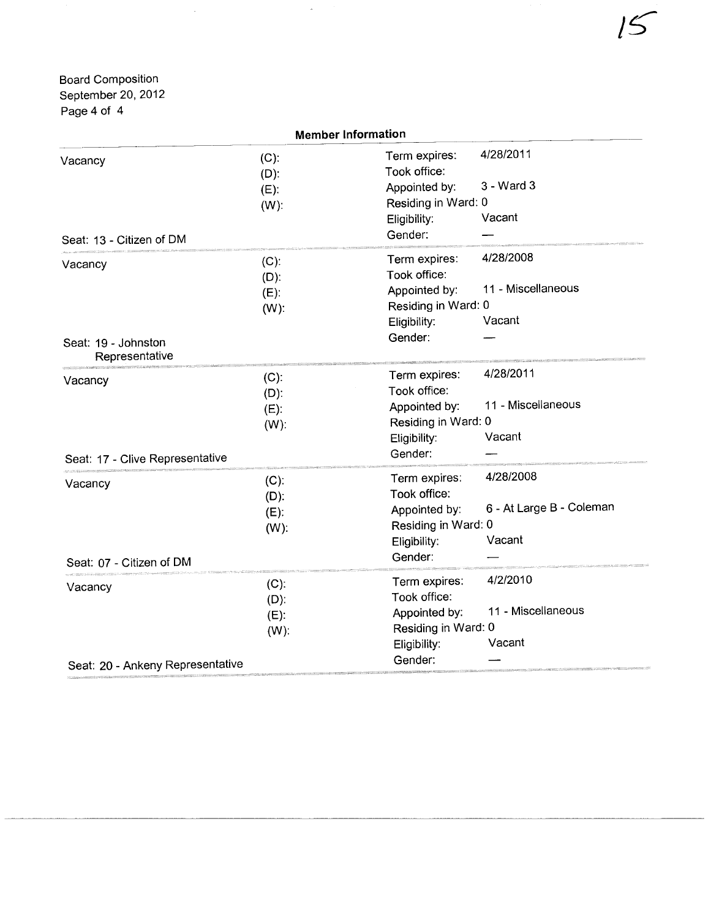Board Composition
September 20, 2012

## Member Information

| | | | |
|---|---|---|---|
| Vacancy | (C): | Term expires: | 4/28/2011 |
| | (D): | Took office: | |
| | (E): | Appointed by: | 3 - Ward 3 |
| | (W): | Residing in Ward: 0 | |
| | | Eligibility: | Vacant |
| Seat: 13 - Citizen of DM | | Gender: | — |
| Vacancy | (C): | Term expires: | 4/28/2008 |
| | (D): | Took office: | |
| | (E): | Appointed by: | 11 - Miscellaneous |
| | (W): | Residing in Ward: 0 | |
| | | Eligibility: | Vacant |
| Seat: 19 - Johnston Representative | | Gender: | — |
| Vacancy | (C): | Term expires: | 4/28/2011 |
| | (D): | Took office: | |
| | (E): | Appointed by: | 11 - Miscellaneous |
| | (W): | Residing in Ward: 0 | |
| | | Eligibility: | Vacant |
| Seat: 17 - Clive Representative | | Gender: | — |
| Vacancy | (C): | Term expires: | 4/28/2008 |
| | (D): | Took office: | |
| | (E): | Appointed by: | 6 - At Large B - Coleman |
| | (W): | Residing in Ward: 0 | |
| | | Eligibility: | Vacant |
| Seat: 07 - Citizen of DM | | Gender: | — |
| Vacancy | (C): | Term expires: | 4/2/2010 |
| | (D): | Took office: | |
| | (E): | Appointed by: | 11 - Miscellaneous |
| | (W): | Residing in Ward: 0 | |
| | | Eligibility: | Vacant |
| Seat: 20 - Ankeny Representative | | Gender: | — |